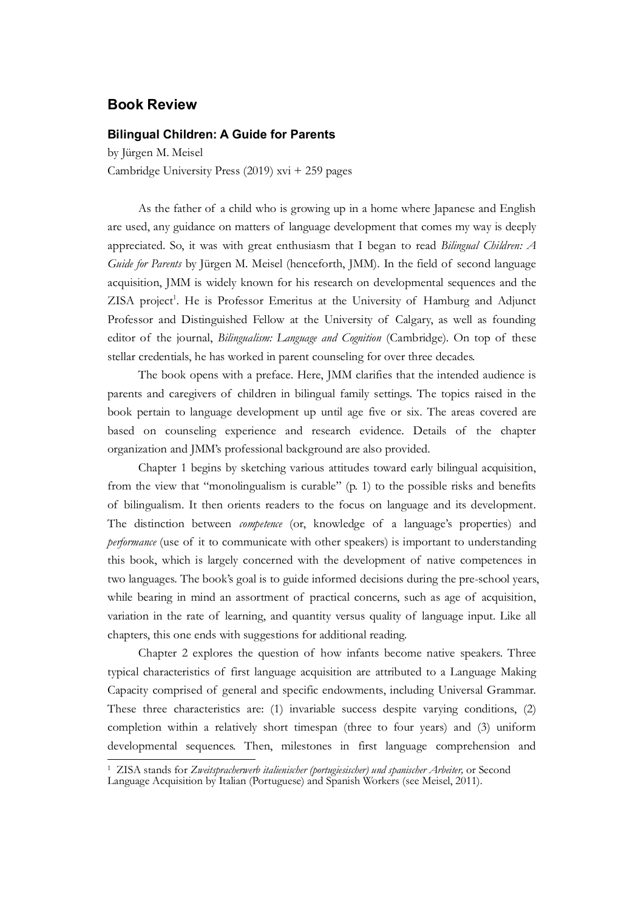# Book Review

## Bilingual Children: A Guide for Parents

by Jürgen M. Meisel

Cambridge University Press (2019) xvi + 259 pages

As the father of a child who is growing up in a home where Japanese and English are used, any guidance on matters of language development that comes my way is deeply appreciated. So, it was with great enthusiasm that I began to read *Bilingual Children: A Guide for Parents* by Jürgen M. Meisel (henceforth, JMM). In the field of second language acquisition, JMM is widely known for his research on developmental sequences and the ZISA project[1]. He is Professor Emeritus at the University of Hamburg and Adjunct Professor and Distinguished Fellow at the University of Calgary, as well as founding editor of the journal, *Bilingualism: Language and Cognition* (Cambridge). On top of these stellar credentials, he has worked in parent counseling for over three decades.

The book opens with a preface. Here, JMM clarifies that the intended audience is parents and caregivers of children in bilingual family settings. The topics raised in the book pertain to language development up until age five or six. The areas covered are based on counseling experience and research evidence. Details of the chapter organization and JMM's professional background are also provided.

Chapter 1 begins by sketching various attitudes toward early bilingual acquisition, from the view that "monolingualism is curable" (p. 1) to the possible risks and benefits of bilingualism. It then orients readers to the focus on language and its development. The distinction between *competence* (or, knowledge of a language's properties) and *performance* (use of it to communicate with other speakers) is important to understanding this book, which is largely concerned with the development of native competences in two languages. The book's goal is to guide informed decisions during the pre-school years, while bearing in mind an assortment of practical concerns, such as age of acquisition, variation in the rate of learning, and quantity versus quality of language input. Like all chapters, this one ends with suggestions for additional reading.

Chapter 2 explores the question of how infants become native speakers. Three typical characteristics of first language acquisition are attributed to a Language Making Capacity comprised of general and specific endowments, including Universal Grammar. These three characteristics are: (1) invariable success despite varying conditions, (2) completion within a relatively short timespan (three to four years) and (3) uniform developmental sequences. Then, milestones in first language comprehension and

[1] ZISA stands for *Zweitspracherwerb italienischer (portugiesischer) und spanischer Arbeiter,* or Second Language Acquisition by Italian (Portuguese) and Spanish Workers (see Meisel, 2011).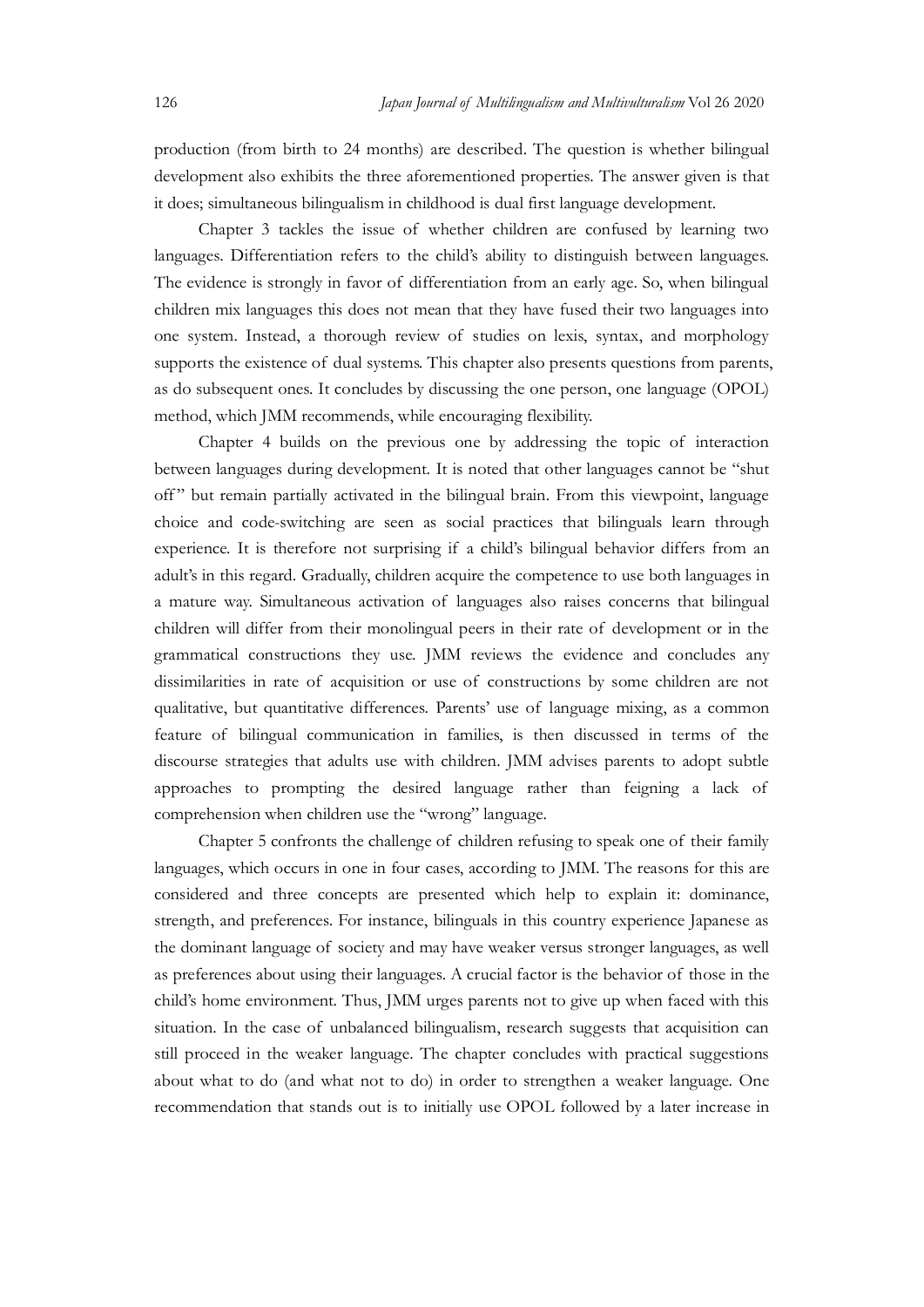production (from birth to 24 months) are described. The question is whether bilingual development also exhibits the three aforementioned properties. The answer given is that it does; simultaneous bilingualism in childhood is dual first language development.

Chapter 3 tackles the issue of whether children are confused by learning two languages. Differentiation refers to the child's ability to distinguish between languages. The evidence is strongly in favor of differentiation from an early age. So, when bilingual children mix languages this does not mean that they have fused their two languages into one system. Instead, a thorough review of studies on lexis, syntax, and morphology supports the existence of dual systems. This chapter also presents questions from parents, as do subsequent ones. It concludes by discussing the one person, one language (OPOL) method, which JMM recommends, while encouraging flexibility.

Chapter 4 builds on the previous one by addressing the topic of interaction between languages during development. It is noted that other languages cannot be "shut off" but remain partially activated in the bilingual brain. From this viewpoint, language choice and code-switching are seen as social practices that bilinguals learn through experience. It is therefore not surprising if a child's bilingual behavior differs from an adult's in this regard. Gradually, children acquire the competence to use both languages in a mature way. Simultaneous activation of languages also raises concerns that bilingual children will differ from their monolingual peers in their rate of development or in the grammatical constructions they use. JMM reviews the evidence and concludes any dissimilarities in rate of acquisition or use of constructions by some children are not qualitative, but quantitative differences. Parents' use of language mixing, as a common feature of bilingual communication in families, is then discussed in terms of the discourse strategies that adults use with children. JMM advises parents to adopt subtle approaches to prompting the desired language rather than feigning a lack of comprehension when children use the "wrong" language.

Chapter 5 confronts the challenge of children refusing to speak one of their family languages, which occurs in one in four cases, according to JMM. The reasons for this are considered and three concepts are presented which help to explain it: dominance, strength, and preferences. For instance, bilinguals in this country experience Japanese as the dominant language of society and may have weaker versus stronger languages, as well as preferences about using their languages. A crucial factor is the behavior of those in the child's home environment. Thus, JMM urges parents not to give up when faced with this situation. In the case of unbalanced bilingualism, research suggests that acquisition can still proceed in the weaker language. The chapter concludes with practical suggestions about what to do (and what not to do) in order to strengthen a weaker language. One recommendation that stands out is to initially use OPOL followed by a later increase in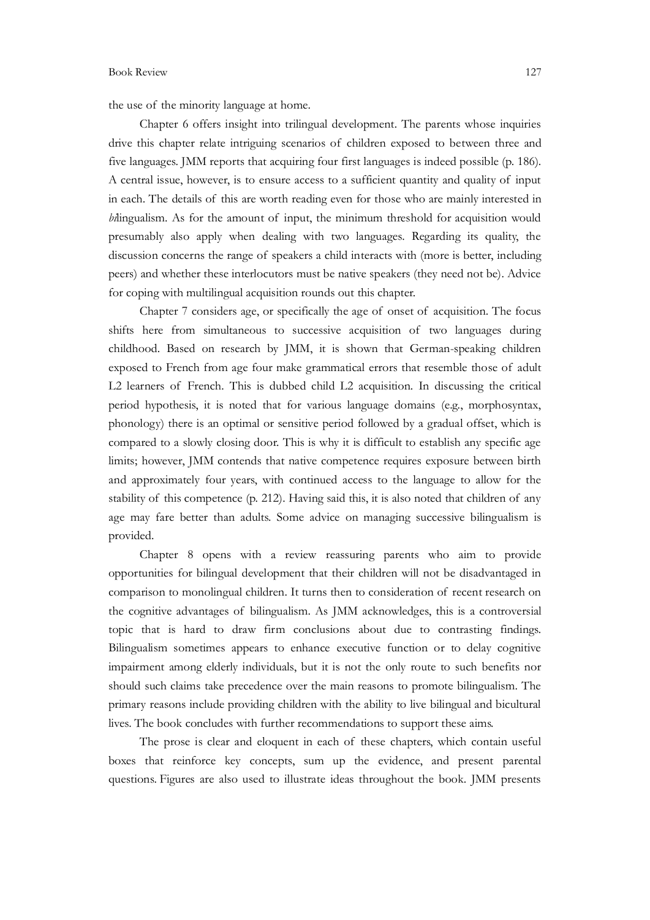the use of the minority language at home.

Chapter 6 offers insight into trilingual development. The parents whose inquiries drive this chapter relate intriguing scenarios of children exposed to between three and five languages. JMM reports that acquiring four first languages is indeed possible (p. 186). A central issue, however, is to ensure access to a sufficient quantity and quality of input in each. The details of this are worth reading even for those who are mainly interested in *bi*lingualism. As for the amount of input, the minimum threshold for acquisition would presumably also apply when dealing with two languages. Regarding its quality, the discussion concerns the range of speakers a child interacts with (more is better, including peers) and whether these interlocutors must be native speakers (they need not be). Advice for coping with multilingual acquisition rounds out this chapter.

Chapter 7 considers age, or specifically the age of onset of acquisition. The focus shifts here from simultaneous to successive acquisition of two languages during childhood. Based on research by JMM, it is shown that German-speaking children exposed to French from age four make grammatical errors that resemble those of adult L2 learners of French. This is dubbed child L2 acquisition. In discussing the critical period hypothesis, it is noted that for various language domains (e.g., morphosyntax, phonology) there is an optimal or sensitive period followed by a gradual offset, which is compared to a slowly closing door. This is why it is difficult to establish any specific age limits; however, JMM contends that native competence requires exposure between birth and approximately four years, with continued access to the language to allow for the stability of this competence (p. 212). Having said this, it is also noted that children of any age may fare better than adults. Some advice on managing successive bilingualism is provided.

Chapter 8 opens with a review reassuring parents who aim to provide opportunities for bilingual development that their children will not be disadvantaged in comparison to monolingual children. It turns then to consideration of recent research on the cognitive advantages of bilingualism. As JMM acknowledges, this is a controversial topic that is hard to draw firm conclusions about due to contrasting findings. Bilingualism sometimes appears to enhance executive function or to delay cognitive impairment among elderly individuals, but it is not the only route to such benefits nor should such claims take precedence over the main reasons to promote bilingualism. The primary reasons include providing children with the ability to live bilingual and bicultural lives. The book concludes with further recommendations to support these aims.

The prose is clear and eloquent in each of these chapters, which contain useful boxes that reinforce key concepts, sum up the evidence, and present parental questions. Figures are also used to illustrate ideas throughout the book. JMM presents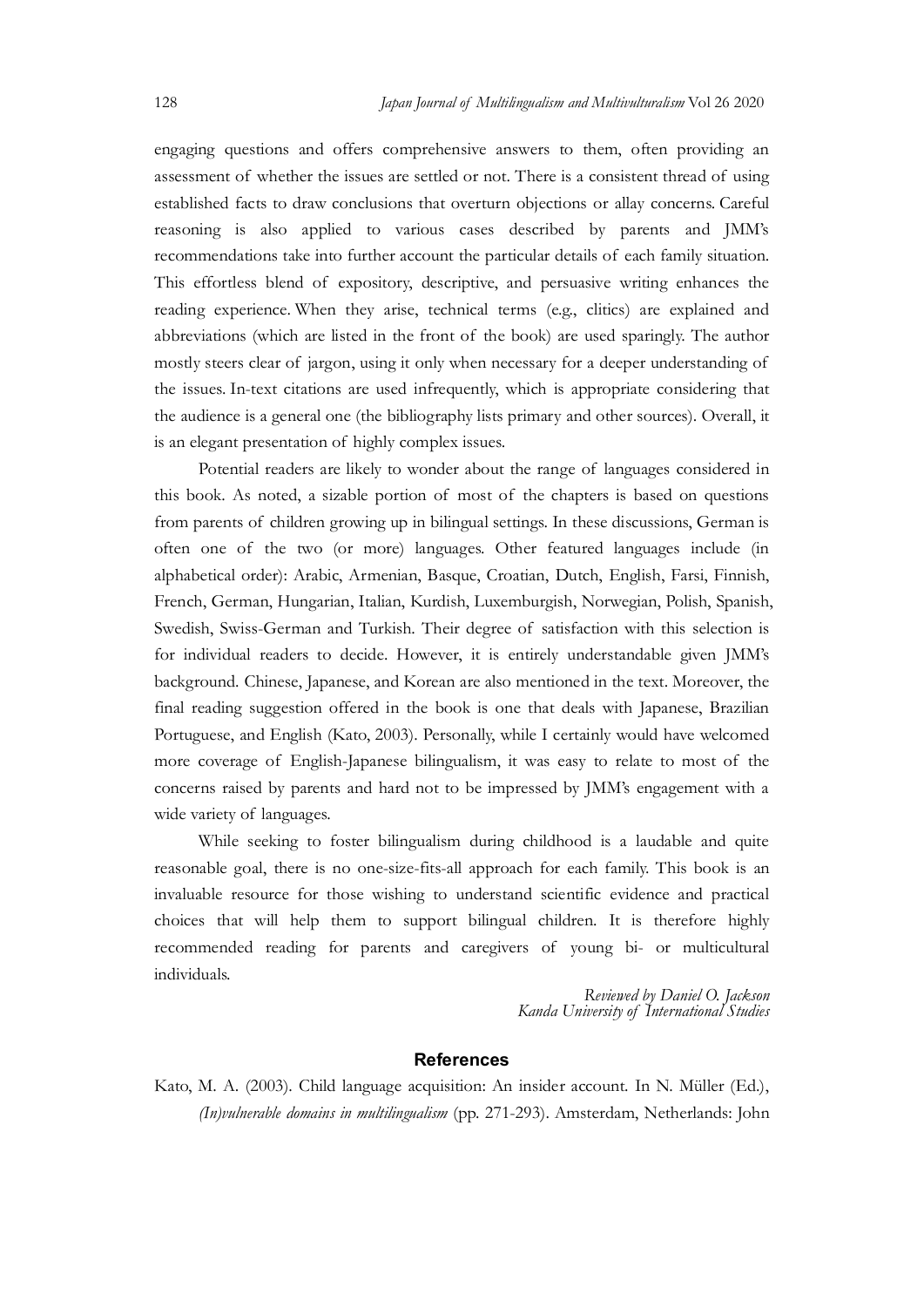engaging questions and offers comprehensive answers to them, often providing an assessment of whether the issues are settled or not. There is a consistent thread of using established facts to draw conclusions that overturn objections or allay concerns. Careful reasoning is also applied to various cases described by parents and JMM's recommendations take into further account the particular details of each family situation. This effortless blend of expository, descriptive, and persuasive writing enhances the reading experience. When they arise, technical terms (e.g., clitics) are explained and abbreviations (which are listed in the front of the book) are used sparingly. The author mostly steers clear of jargon, using it only when necessary for a deeper understanding of the issues. In-text citations are used infrequently, which is appropriate considering that the audience is a general one (the bibliography lists primary and other sources). Overall, it is an elegant presentation of highly complex issues.

Potential readers are likely to wonder about the range of languages considered in this book. As noted, a sizable portion of most of the chapters is based on questions from parents of children growing up in bilingual settings. In these discussions, German is often one of the two (or more) languages. Other featured languages include (in alphabetical order): Arabic, Armenian, Basque, Croatian, Dutch, English, Farsi, Finnish, French, German, Hungarian, Italian, Kurdish, Luxemburgish, Norwegian, Polish, Spanish, Swedish, Swiss-German and Turkish. Their degree of satisfaction with this selection is for individual readers to decide. However, it is entirely understandable given JMM's background. Chinese, Japanese, and Korean are also mentioned in the text. Moreover, the final reading suggestion offered in the book is one that deals with Japanese, Brazilian Portuguese, and English (Kato, 2003). Personally, while I certainly would have welcomed more coverage of English-Japanese bilingualism, it was easy to relate to most of the concerns raised by parents and hard not to be impressed by JMM's engagement with a wide variety of languages.

While seeking to foster bilingualism during childhood is a laudable and quite reasonable goal, there is no one-size-fits-all approach for each family. This book is an invaluable resource for those wishing to understand scientific evidence and practical choices that will help them to support bilingual children. It is therefore highly recommended reading for parents and caregivers of young bi- or multicultural individuals.

*Reviewed by Daniel O. Jackson*
*Kanda University of International Studies*

## References

Kato, M. A. (2003). Child language acquisition: An insider account. In N. Müller (Ed.), *(In)vulnerable domains in multilingualism* (pp. 271-293). Amsterdam, Netherlands: John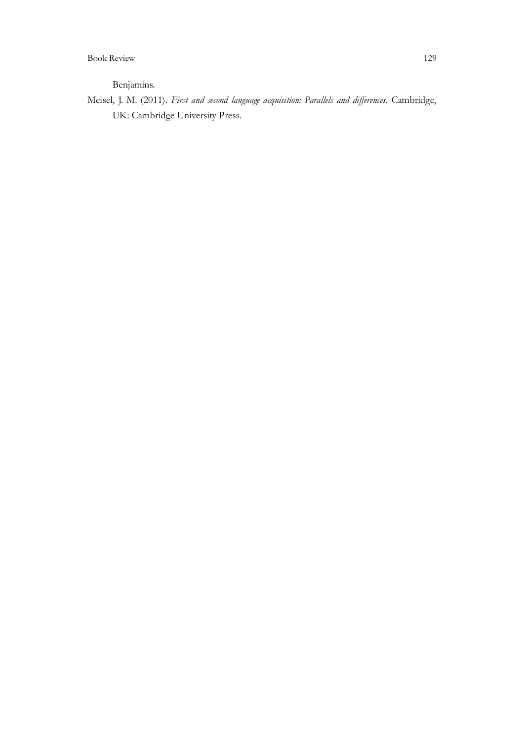Benjamins.

Meisel, J. M. (2011). *First and second language acquisition: Parallels and differences.* Cambridge, UK: Cambridge University Press.